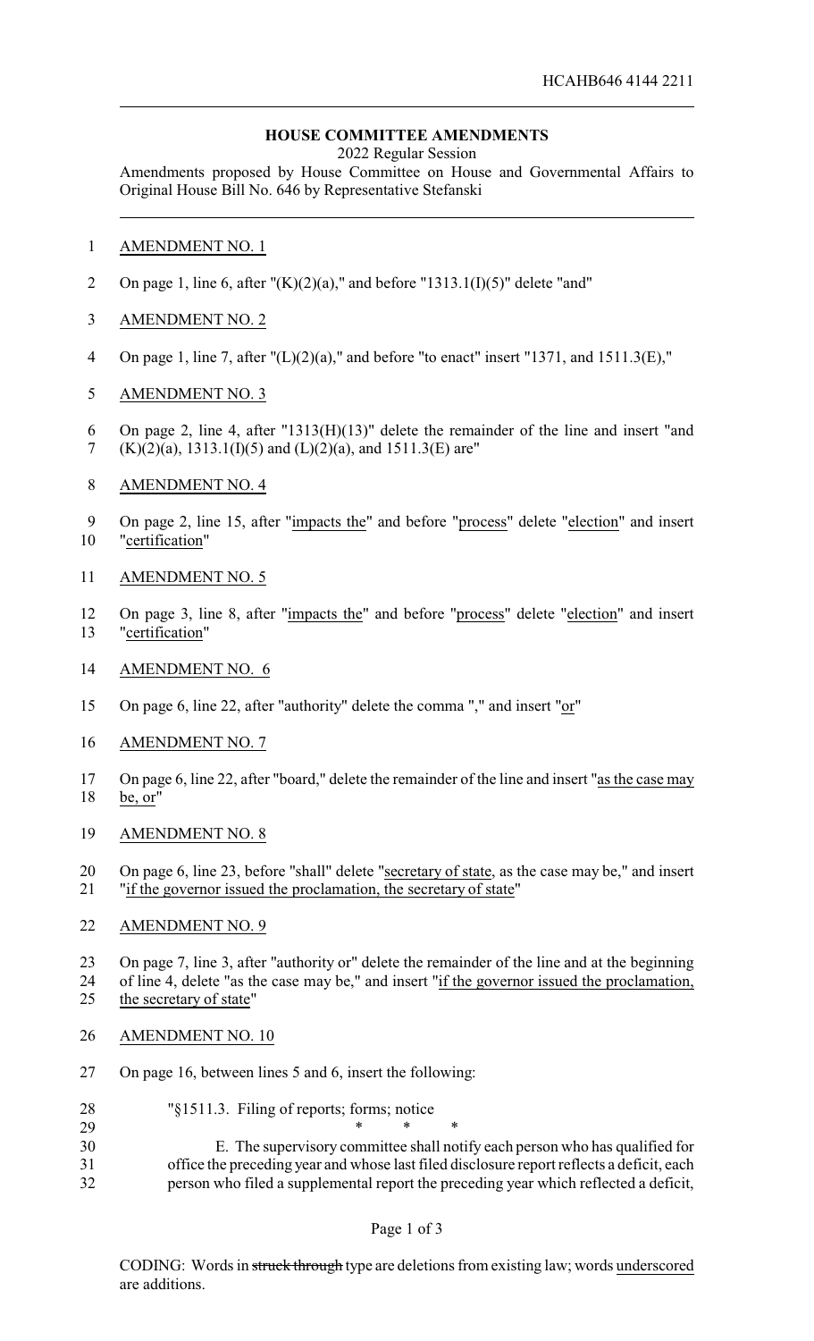HCAHB646 4144 2211

## HOUSE COMMITTEE AMENDMENTS

2022 Regular Session

Amendments proposed by House Committee on House and Governmental Affairs to Original House Bill No. 646 by Representative Stefanski

1 AMENDMENT NO. 1

2 On page 1, line 6, after "(K)(2)(a)," and before "1313.1(I)(5)" delete "and"

3 AMENDMENT NO. 2

4 On page 1, line 7, after "(L)(2)(a)," and before "to enact" insert "1371, and 1511.3(E),"

5 AMENDMENT NO. 3

6 On page 2, line 4, after "1313(H)(13)" delete the remainder of the line and insert "and
7 (K)(2)(a), 1313.1(I)(5) and (L)(2)(a), and 1511.3(E) are"

8 AMENDMENT NO. 4

9 On page 2, line 15, after "impacts the" and before "process" delete "election" and insert
10 "certification"

11 AMENDMENT NO. 5

12 On page 3, line 8, after "impacts the" and before "process" delete "election" and insert
13 "certification"

14 AMENDMENT NO. 6

15 On page 6, line 22, after "authority" delete the comma "," and insert "or"

16 AMENDMENT NO. 7

17 On page 6, line 22, after "board," delete the remainder of the line and insert "as the case may
18 be, or"

19 AMENDMENT NO. 8

20 On page 6, line 23, before "shall" delete "secretary of state, as the case may be," and insert
21 "if the governor issued the proclamation, the secretary of state"

22 AMENDMENT NO. 9

23 On page 7, line 3, after "authority or" delete the remainder of the line and at the beginning
24 of line 4, delete "as the case may be," and insert "if the governor issued the proclamation,
25 the secretary of state"

26 AMENDMENT NO. 10

27 On page 16, between lines 5 and 6, insert the following:

28 "§1511.3. Filing of reports; forms; notice

29 * * *

30 E. The supervisory committee shall notify each person who has qualified for
31 office the preceding year and whose last filed disclosure report reflects a deficit, each
32 person who filed a supplemental report the preceding year which reflected a deficit,

CODING: Words in ~~struck through~~ type are deletions from existing law; words underscored are additions.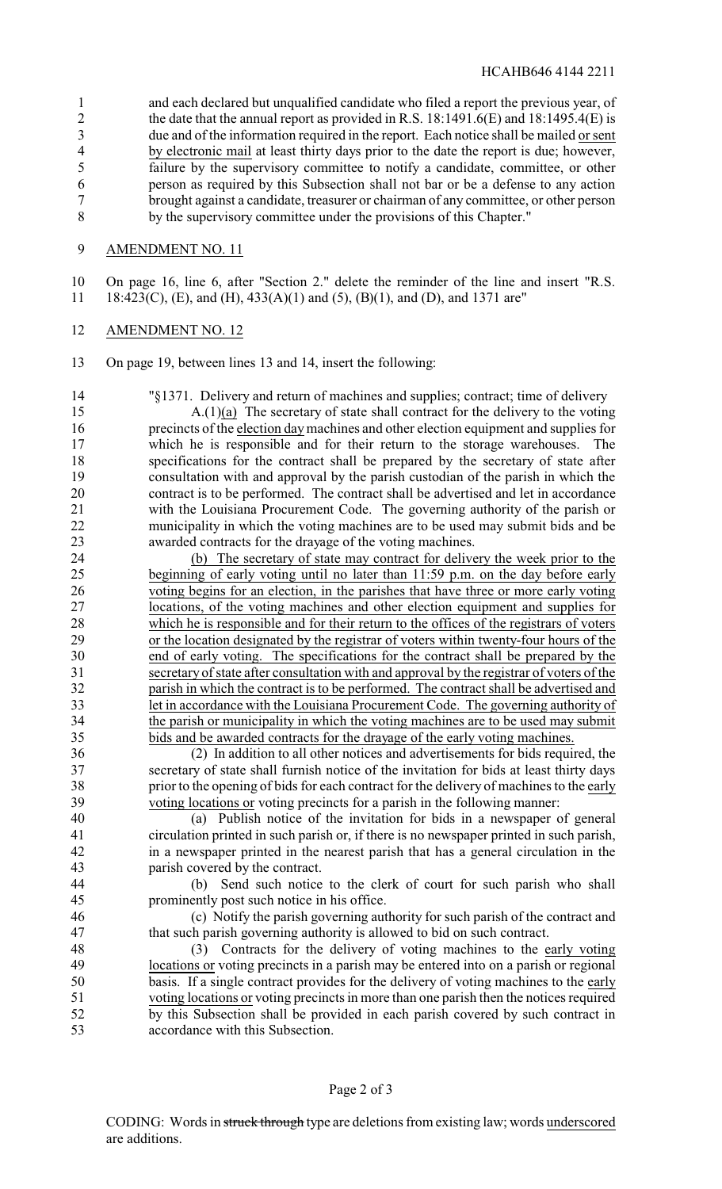and each declared but unqualified candidate who filed a report the previous year, of the date that the annual report as provided in R.S. 18:1491.6(E) and 18:1495.4(E) is due and of the information required in the report. Each notice shall be mailed or sent by electronic mail at least thirty days prior to the date the report is due; however, failure by the supervisory committee to notify a candidate, committee, or other person as required by this Subsection shall not bar or be a defense to any action brought against a candidate, treasurer or chairman of any committee, or other person by the supervisory committee under the provisions of this Chapter."

AMENDMENT NO. 11

On page 16, line 6, after "Section 2." delete the reminder of the line and insert "R.S. 18:423(C), (E), and (H), 433(A)(1) and (5), (B)(1), and (D), and 1371 are"

AMENDMENT NO. 12

On page 19, between lines 13 and 14, insert the following:

"§1371. Delivery and return of machines and supplies; contract; time of delivery

A.(1)(a) The secretary of state shall contract for the delivery to the voting precincts of the election day machines and other election equipment and supplies for which he is responsible and for their return to the storage warehouses. The specifications for the contract shall be prepared by the secretary of state after consultation with and approval by the parish custodian of the parish in which the contract is to be performed. The contract shall be advertised and let in accordance with the Louisiana Procurement Code. The governing authority of the parish or municipality in which the voting machines are to be used may submit bids and be awarded contracts for the drayage of the voting machines.

(b) The secretary of state may contract for delivery the week prior to the beginning of early voting until no later than 11:59 p.m. on the day before early voting begins for an election, in the parishes that have three or more early voting locations, of the voting machines and other election equipment and supplies for which he is responsible and for their return to the offices of the registrars of voters or the location designated by the registrar of voters within twenty-four hours of the end of early voting. The specifications for the contract shall be prepared by the secretary of state after consultation with and approval by the registrar of voters of the parish in which the contract is to be performed. The contract shall be advertised and let in accordance with the Louisiana Procurement Code. The governing authority of the parish or municipality in which the voting machines are to be used may submit bids and be awarded contracts for the drayage of the early voting machines.

(2) In addition to all other notices and advertisements for bids required, the secretary of state shall furnish notice of the invitation for bids at least thirty days prior to the opening of bids for each contract for the delivery of machines to the early voting locations or voting precincts for a parish in the following manner:

(a) Publish notice of the invitation for bids in a newspaper of general circulation printed in such parish or, if there is no newspaper printed in such parish, in a newspaper printed in the nearest parish that has a general circulation in the parish covered by the contract.

(b) Send such notice to the clerk of court for such parish who shall prominently post such notice in his office.

(c) Notify the parish governing authority for such parish of the contract and that such parish governing authority is allowed to bid on such contract.

(3) Contracts for the delivery of voting machines to the early voting locations or voting precincts in a parish may be entered into on a parish or regional basis. If a single contract provides for the delivery of voting machines to the early voting locations or voting precincts in more than one parish then the notices required by this Subsection shall be provided in each parish covered by such contract in accordance with this Subsection.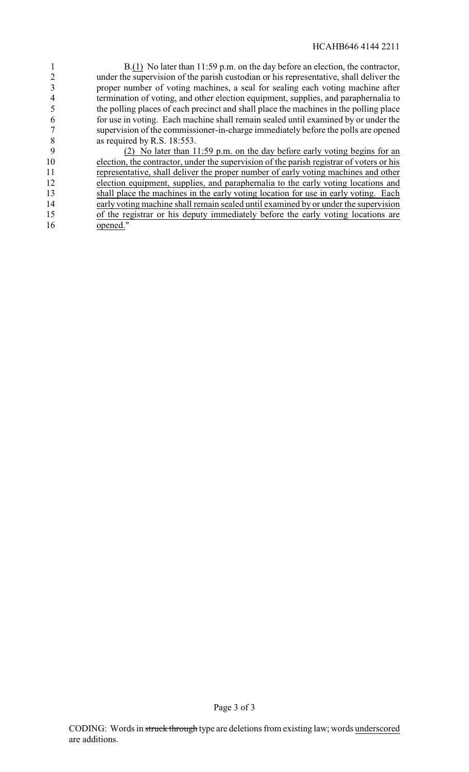B.(1) No later than 11:59 p.m. on the day before an election, the contractor, under the supervision of the parish custodian or his representative, shall deliver the proper number of voting machines, a seal for sealing each voting machine after termination of voting, and other election equipment, supplies, and paraphernalia to the polling places of each precinct and shall place the machines in the polling place for use in voting. Each machine shall remain sealed until examined by or under the supervision of the commissioner-in-charge immediately before the polls are opened as required by R.S. 18:553.

(2) No later than 11:59 p.m. on the day before early voting begins for an election, the contractor, under the supervision of the parish registrar of voters or his representative, shall deliver the proper number of early voting machines and other election equipment, supplies, and paraphernalia to the early voting locations and shall place the machines in the early voting location for use in early voting. Each early voting machine shall remain sealed until examined by or under the supervision of the registrar or his deputy immediately before the early voting locations are opened."

CODING: Words in ~~struck through~~ type are deletions from existing law; words underscored are additions.